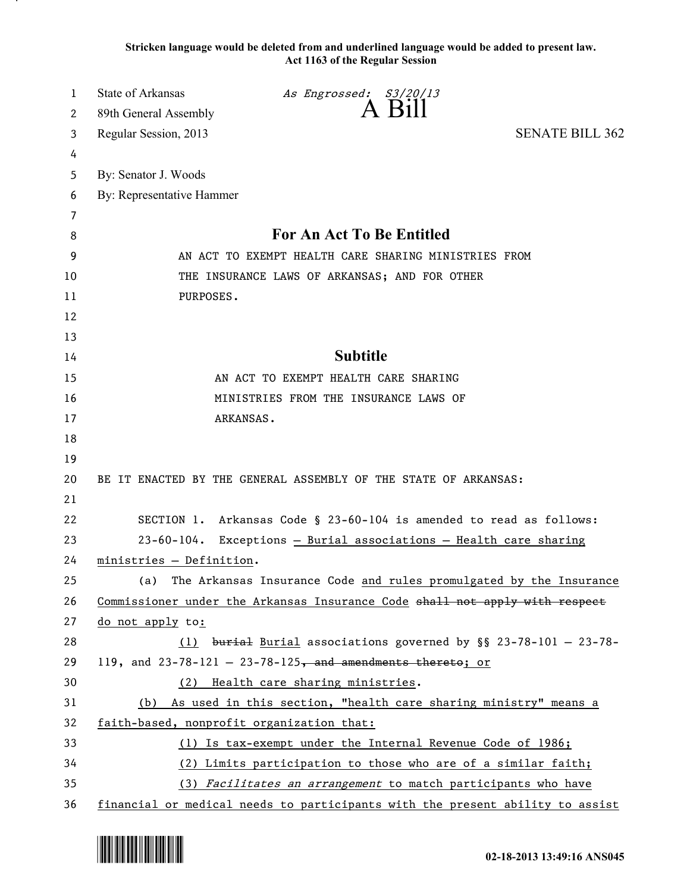Stricken language would be deleted from and underlined language would be added to present law.
Act 1163 of the Regular Session

State of Arkansas *As Engrossed: S3/20/13*
89th General Assembly
Regular Session, 2013

# A Bill

SENATE BILL 362

By: Senator J. Woods
By: Representative Hammer

## For An Act To Be Entitled

AN ACT TO EXEMPT HEALTH CARE SHARING MINISTRIES FROM THE INSURANCE LAWS OF ARKANSAS; AND FOR OTHER PURPOSES.

## Subtitle

AN ACT TO EXEMPT HEALTH CARE SHARING MINISTRIES FROM THE INSURANCE LAWS OF ARKANSAS.

BE IT ENACTED BY THE GENERAL ASSEMBLY OF THE STATE OF ARKANSAS:

SECTION 1. Arkansas Code § 23-60-104 is amended to read as follows:

23-60-104. Exceptions <u>— Burial associations — Health care sharing ministries — Definition</u>.

(a) The Arkansas Insurance Code <u>and rules promulgated by the Insurance Commissioner under the Arkansas Insurance Code</u> ~~shall not apply with respect~~ <u>do not apply</u> to<u>:</u>

<u>(1)</u> ~~burial~~ <u>Burial</u> associations governed by §§ 23-78-101 — 23-78-119, and 23-78-121 — 23-78-125~~, and amendments thereto~~<u>; or</u>

<u>(2) Health care sharing ministries</u>.

<u>(b) As used in this section, "health care sharing ministry" means a faith-based, nonprofit organization that:</u>

<u>(1) Is tax-exempt under the Internal Revenue Code of 1986;</u>

<u>(2) Limits participation to those who are of a similar faith;</u>

<u>(3) *Facilitates an arrangement* to match participants who have financial or medical needs to participants with the present ability to assist</u>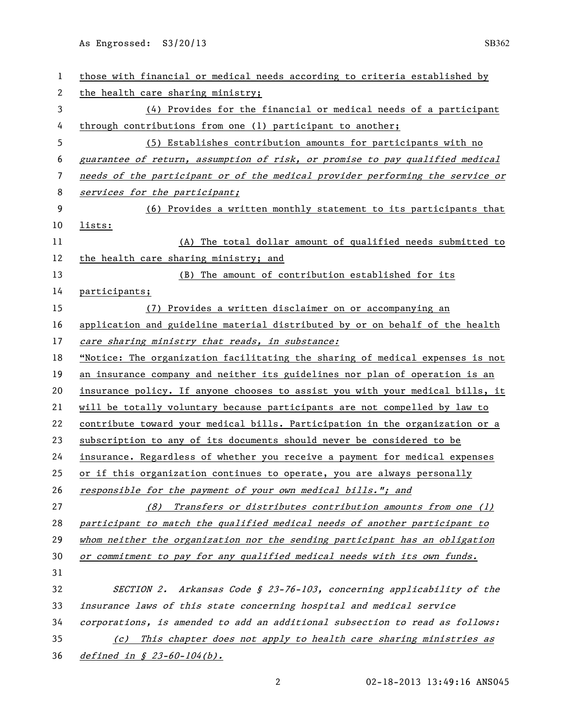those with financial or medical needs according to criteria established by the health care sharing ministry;

(4) Provides for the financial or medical needs of a participant through contributions from one (1) participant to another;

(5) Establishes contribution amounts for participants with no *guarantee of return, assumption of risk, or promise to pay qualified medical needs of the participant or of the medical provider performing the service or services for the participant;*

(6) Provides a written monthly statement to its participants that lists:

(A) The total dollar amount of qualified needs submitted to the health care sharing ministry; and

(B) The amount of contribution established for its participants;

(7) Provides a written disclaimer on or accompanying an application and guideline material distributed by or on behalf of the health *care sharing ministry that reads, in substance:*

"Notice: The organization facilitating the sharing of medical expenses is not an insurance company and neither its guidelines nor plan of operation is an insurance policy. If anyone chooses to assist you with your medical bills, it will be totally voluntary because participants are not compelled by law to contribute toward your medical bills. Participation in the organization or a subscription to any of its documents should never be considered to be insurance. Regardless of whether you receive a payment for medical expenses or if this organization continues to operate, you are always personally *responsible for the payment of your own medical bills."; and*

*(8) Transfers or distributes contribution amounts from one (1) participant to match the qualified medical needs of another participant to whom neither the organization nor the sending participant has an obligation or commitment to pay for any qualified medical needs with its own funds.*

*SECTION 2. Arkansas Code § 23-76-103, concerning applicability of the insurance laws of this state concerning hospital and medical service corporations, is amended to add an additional subsection to read as follows:*

*(c) This chapter does not apply to health care sharing ministries as defined in § 23-60-104(b).*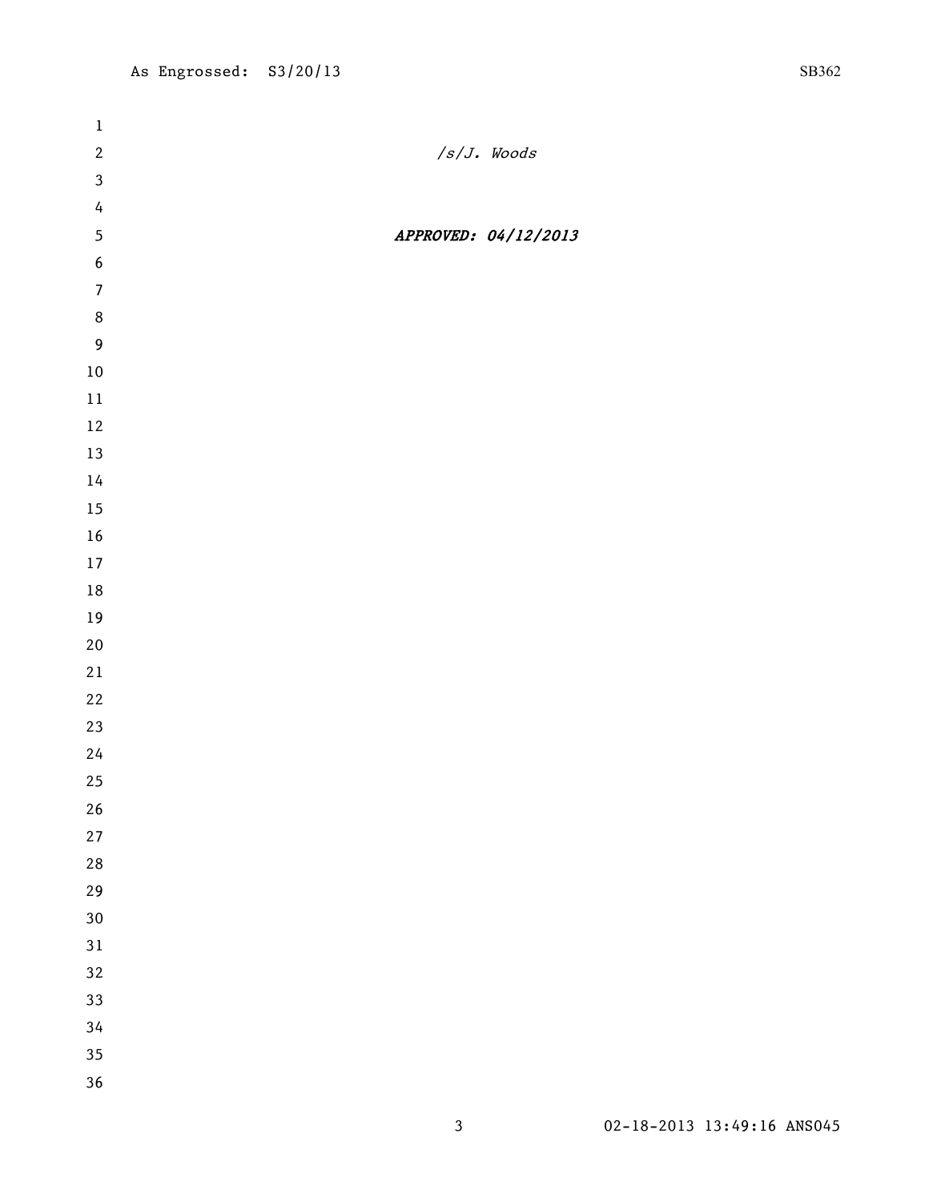*/s/J. Woods*

***APPROVED: 04/12/2013***